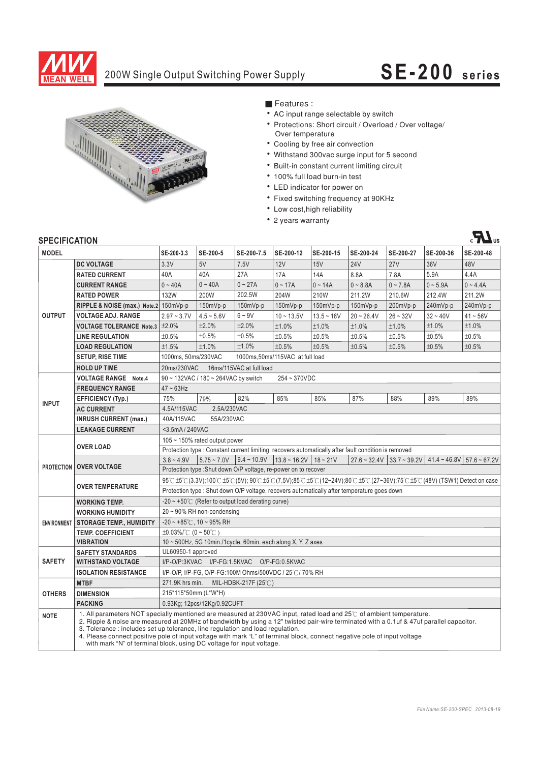# 200W Single Output Switching Power Supply

## SE-200 series

■ Features :

- AC input range selectable by switch
- Protections: Short circuit / Overload / Over voltage/ Over temperature
- Cooling by free air convection
- Withstand 300vac surge input for 5 second
- Built-in constant current limiting circuit
- 100% full load burn-in test
- LED indicator for power on
- Fixed switching frequency at 90KHz
- Low cost,high reliability
- 2 years warranty

## SPECIFICATION

| MODEL | | SE-200-3.3 | SE-200-5 | SE-200-7.5 | SE-200-12 | SE-200-15 | SE-200-24 | SE-200-27 | SE-200-36 | SE-200-48 |
|---|---|---|---|---|---|---|---|---|---|---|
| OUTPUT | DC VOLTAGE | 3.3V | 5V | 7.5V | 12V | 15V | 24V | 27V | 36V | 48V |
| | RATED CURRENT | 40A | 40A | 27A | 17A | 14A | 8.8A | 7.8A | 5.9A | 4.4A |
| | CURRENT RANGE | 0 ~ 40A | 0 ~ 40A | 0 ~ 27A | 0 ~ 17A | 0 ~ 14A | 0 ~ 8.8A | 0 ~ 7.8A | 0 ~ 5.9A | 0 ~ 4.4A |
| | RATED POWER | 132W | 200W | 202.5W | 204W | 210W | 211.2W | 210.6W | 212.4W | 211.2W |
| | RIPPLE & NOISE (max.) Note.2 | 150mVp-p | 150mVp-p | 150mVp-p | 150mVp-p | 150mVp-p | 150mVp-p | 200mVp-p | 240mVp-p | 240mVp-p |
| | VOLTAGE ADJ. RANGE | 2.97 ~ 3.7V | 4.5 ~ 5.6V | 6 ~ 9V | 10 ~ 13.5V | 13.5 ~ 18V | 20 ~ 26.4V | 26 ~ 32V | 32 ~ 40V | 41 ~ 56V |
| | VOLTAGE TOLERANCE Note.3 | ±2.0% | ±2.0% | ±2.0% | ±1.0% | ±1.0% | ±1.0% | ±1.0% | ±1.0% | ±1.0% |
| | LINE REGULATION | ±0.5% | ±0.5% | ±0.5% | ±0.5% | ±0.5% | ±0.5% | ±0.5% | ±0.5% | ±0.5% |
| | LOAD REGULATION | ±1.5% | ±1.0% | ±1.0% | ±0.5% | ±0.5% | ±0.5% | ±0.5% | ±0.5% | ±0.5% |
| | SETUP, RISE TIME | 1000ms, 50ms/230VAC &nbsp;&nbsp; 1000ms,50ms/115VAC at full load | | | | | | | | |
| | HOLD UP TIME | 20ms/230VAC &nbsp;&nbsp; 16ms/115VAC at full load | | | | | | | | |
| INPUT | VOLTAGE RANGE Note.4 | 90 ~ 132VAC / 180 ~ 264VAC by switch &nbsp;&nbsp; 254 ~ 370VDC | | | | | | | | |
| | FREQUENCY RANGE | 47 ~ 63Hz | | | | | | | | |
| | EFFICIENCY (Typ.) | 75% | 79% | 82% | 85% | 85% | 87% | 88% | 89% | 89% |
| | AC CURRENT | 4.5A/115VAC &nbsp;&nbsp; 2.5A/230VAC | | | | | | | | |
| | INRUSH CURRENT (max.) | 40A/115VAC &nbsp;&nbsp; 55A/230VAC | | | | | | | | |
| | LEAKAGE CURRENT | <3.5mA / 240VAC | | | | | | | | |
| PROTECTION | OVER LOAD | 105 ~ 150% rated output power | | | | | | | | |
| | | Protection type : Constant current limiting, recovers automatically after fault condition is removed | | | | | | | | |
| | OVER VOLTAGE | 3.8 ~ 4.9V | 5.75 ~ 7.0V | 9.4 ~ 10.9V | 13.8 ~ 16.2V | 18 ~ 21V | 27.6 ~ 32.4V | 33.7 ~ 39.2V | 41.4 ~ 46.8V | 57.6 ~ 67.2V |
| | | Protection type :Shut down O/P voltage, re-power on to recover | | | | | | | | |
| | OVER TEMPERATURE | 95℃±5℃(3.3V);100℃±5℃(5V); 90℃±5℃(7.5V);85℃±5℃(12~24V);80℃±5℃(27~36V);75℃±5℃(48V) (TSW1) Detect on case | | | | | | | | |
| | | Protection type : Shut down O/P voltage, recovers automatically after temperature goes down | | | | | | | | |
| ENVIRONMENT | WORKING TEMP. | -20 ~ +50℃ (Refer to output load derating curve) | | | | | | | | |
| | WORKING HUMIDITY | 20 ~ 90% RH non-condensing | | | | | | | | |
| | STORAGE TEMP., HUMIDITY | -20 ~ +85℃, 10 ~ 95% RH | | | | | | | | |
| | TEMP. COEFFICIENT | ±0.03%/℃ (0 ~ 50℃) | | | | | | | | |
| | VIBRATION | 10 ~ 500Hz, 5G 10min./1cycle, 60min. each along X, Y, Z axes | | | | | | | | |
| SAFETY | SAFETY STANDARDS | UL60950-1 approved | | | | | | | | |
| | WITHSTAND VOLTAGE | I/P-O/P:3KVAC &nbsp;&nbsp; I/P-FG:1.5KVAC &nbsp;&nbsp; O/P-FG:0.5KVAC | | | | | | | | |
| | ISOLATION RESISTANCE | I/P-O/P, I/P-FG, O/P-FG:100M Ohms/500VDC / 25℃/ 70% RH | | | | | | | | |
| OTHERS | MTBF | 271.9K hrs min. &nbsp;&nbsp; MIL-HDBK-217F (25℃) | | | | | | | | |
| | DIMENSION | 215*115*50mm (L*W*H) | | | | | | | | |
| | PACKING | 0.93Kg; 12pcs/12Kg/0.92CUFT | | | | | | | | |

**NOTE**

1. All parameters NOT specially mentioned are measured at 230VAC input, rated load and 25℃ of ambient temperature.
2. Ripple & noise are measured at 20MHz of bandwidth by using a 12" twisted pair-wire terminated with a 0.1uf & 47uf parallel capacitor.
3. Tolerance : includes set up tolerance, line regulation and load regulation.
4. Please connect positive pole of input voltage with mark "L" of terminal block, connect negative pole of input voltage with mark "N" of terminal block, using DC voltage for input voltage.

File Name:SE-200-SPEC 2013-08-19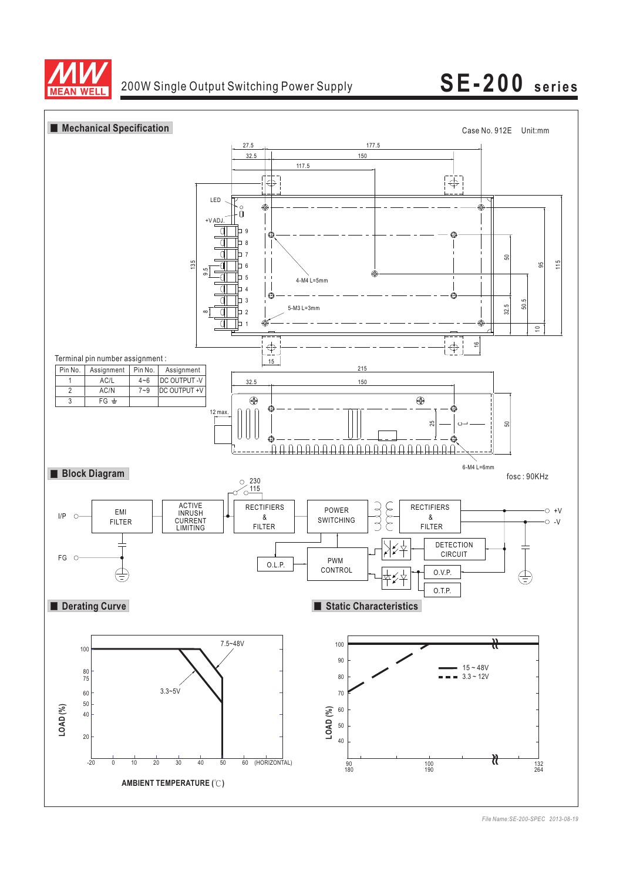200W Single Output Switching Power Supply

# SE-200 series

## Mechanical Specification

Case No. 912E Unit:mm

27.5
177.5
32.5
150
117.5
LED
+V ADJ.
9
8
7
6
5
4
3
2
1
135
9.5
8
4-M4 L=5mm
5-M3 L=3mm
50
95
115
32.5
50.5
10
16
15
215
32.5
150
12 max.
25
50
6-M4 L=6mm

Terminal pin number assignment :

| Pin No. | Assignment | Pin No. | Assignment |
|---|---|---|---|
| 1 | AC/L | 4~6 | DC OUTPUT -V |
| 2 | AC/N | 7~9 | DC OUTPUT +V |
| 3 | FG ⏚ | | |

## Block Diagram

fosc : 90KHz

I/P
FG
EMI FILTER
ACTIVE INRUSH CURRENT LIMITING
230
115
RECTIFIERS & FILTER
POWER SWITCHING
RECTIFIERS & FILTER
+V
-V
DETECTION CIRCUIT
O.L.P.
PWM CONTROL
O.V.P.
O.T.P.

## Derating Curve

LOAD (%)
100
80
75
60
50
40
20
7.5~48V
3.3~5V
-20 0 10 20 30 40 50 60 (HORIZONTAL)
AMBIENT TEMPERATURE (℃)

## Static Characteristics

LOAD (%)
100
90
80
70
60
50
40
15 ~ 48V
3.3 ~ 12V
90 180
100 190
132 264

File Name:SE-200-SPEC 2013-08-19